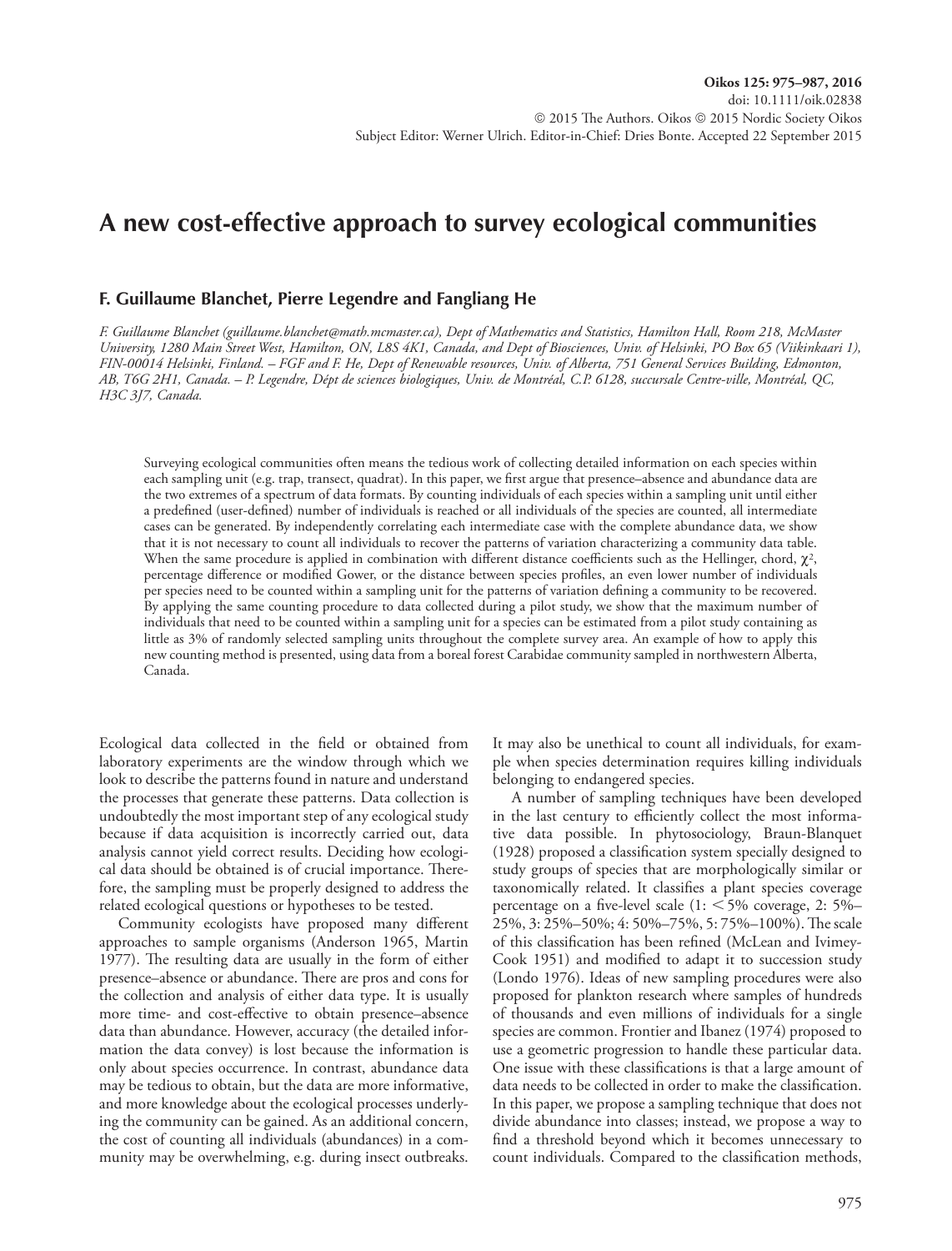# A new cost-effective approach to survey ecological communities

### F. Guillaume Blanchet, Pierre Legendre and Fangliang He

*F. Guillaume Blanchet (guillaume.blanchet@math.mcmaster.ca), Dept of Mathematics and Statistics, Hamilton Hall, Room 218, McMaster University, 1280 Main Street West, Hamilton, ON, L8S 4K1, Canada, and Dept of Biosciences, Univ. of Helsinki, PO Box 65 (Viikinkaari 1), FIN-00014 Helsinki, Finland. – FGF and F. He, Dept of Renewable resources, Univ. of Alberta, 751 General Services Building, Edmonton, AB, T6G 2H1, Canada. – P. Legendre, Dépt de sciences biologiques, Univ. de Montréal, C.P. 6128, succursale Centre-ville, Montréal, QC, H3C 3J7, Canada.*

Surveying ecological communities often means the tedious work of collecting detailed information on each species within each sampling unit (e.g. trap, transect, quadrat). In this paper, we first argue that presence–absence and abundance data are the two extremes of a spectrum of data formats. By counting individuals of each species within a sampling unit until either a predefined (user-defined) number of individuals is reached or all individuals of the species are counted, all intermediate cases can be generated. By independently correlating each intermediate case with the complete abundance data, we show that it is not necessary to count all individuals to recover the patterns of variation characterizing a community data table. When the same procedure is applied in combination with different distance coefficients such as the Hellinger, chord, $\chi^2$, percentage difference or modified Gower, or the distance between species profiles, an even lower number of individuals per species need to be counted within a sampling unit for the patterns of variation defining a community to be recovered. By applying the same counting procedure to data collected during a pilot study, we show that the maximum number of individuals that need to be counted within a sampling unit for a species can be estimated from a pilot study containing as little as 3% of randomly selected sampling units throughout the complete survey area. An example of how to apply this new counting method is presented, using data from a boreal forest Carabidae community sampled in northwestern Alberta, Canada.

Ecological data collected in the field or obtained from laboratory experiments are the window through which we look to describe the patterns found in nature and understand the processes that generate these patterns. Data collection is undoubtedly the most important step of any ecological study because if data acquisition is incorrectly carried out, data analysis cannot yield correct results. Deciding how ecological data should be obtained is of crucial importance. Therefore, the sampling must be properly designed to address the related ecological questions or hypotheses to be tested.

Community ecologists have proposed many different approaches to sample organisms (Anderson 1965, Martin 1977). The resulting data are usually in the form of either presence–absence or abundance. There are pros and cons for the collection and analysis of either data type. It is usually more time- and cost-effective to obtain presence–absence data than abundance. However, accuracy (the detailed information the data convey) is lost because the information is only about species occurrence. In contrast, abundance data may be tedious to obtain, but the data are more informative, and more knowledge about the ecological processes underlying the community can be gained. As an additional concern, the cost of counting all individuals (abundances) in a community may be overwhelming, e.g. during insect outbreaks. It may also be unethical to count all individuals, for example when species determination requires killing individuals belonging to endangered species.

A number of sampling techniques have been developed in the last century to efficiently collect the most informative data possible. In phytosociology, Braun-Blanquet (1928) proposed a classification system specially designed to study groups of species that are morphologically similar or taxonomically related. It classifies a plant species coverage percentage on a five-level scale (1: < 5% coverage, 2: 5%–25%, 3: 25%–50%; 4: 50%–75%, 5: 75%–100%). The scale of this classification has been refined (McLean and Ivimey-Cook 1951) and modified to adapt it to succession study (Londo 1976). Ideas of new sampling procedures were also proposed for plankton research where samples of hundreds of thousands and even millions of individuals for a single species are common. Frontier and Ibanez (1974) proposed to use a geometric progression to handle these particular data. One issue with these classifications is that a large amount of data needs to be collected in order to make the classification. In this paper, we propose a sampling technique that does not divide abundance into classes; instead, we propose a way to find a threshold beyond which it becomes unnecessary to count individuals. Compared to the classification methods,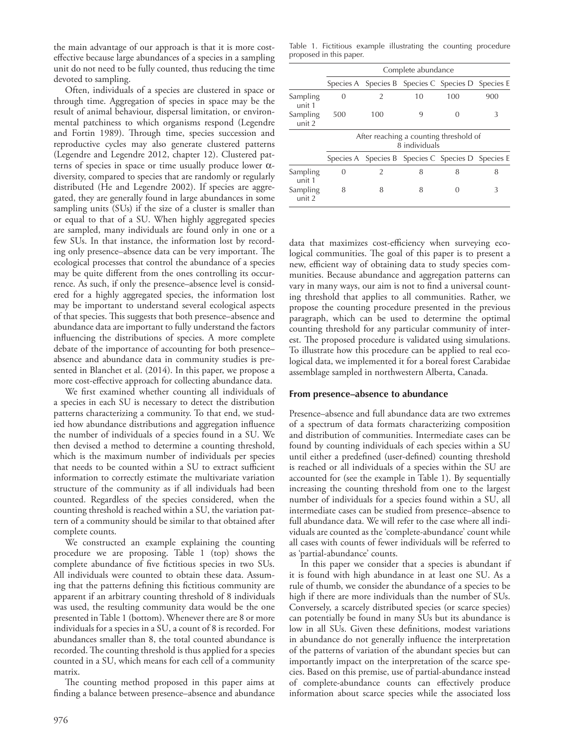the main advantage of our approach is that it is more cost-effective because large abundances of a species in a sampling unit do not need to be fully counted, thus reducing the time devoted to sampling.

Often, individuals of a species are clustered in space or through time. Aggregation of species in space may be the result of animal behaviour, dispersal limitation, or environmental patchiness to which organisms respond (Legendre and Fortin 1989). Through time, species succession and reproductive cycles may also generate clustered patterns (Legendre and Legendre 2012, chapter 12). Clustered patterns of species in space or time usually produce lower α-diversity, compared to species that are randomly or regularly distributed (He and Legendre 2002). If species are aggregated, they are generally found in large abundances in some sampling units (SUs) if the size of a cluster is smaller than or equal to that of a SU. When highly aggregated species are sampled, many individuals are found only in one or a few SUs. In that instance, the information lost by recording only presence–absence data can be very important. The ecological processes that control the abundance of a species may be quite different from the ones controlling its occurrence. As such, if only the presence–absence level is considered for a highly aggregated species, the information lost may be important to understand several ecological aspects of that species. This suggests that both presence–absence and abundance data are important to fully understand the factors influencing the distributions of species. A more complete debate of the importance of accounting for both presence–absence and abundance data in community studies is presented in Blanchet et al. (2014). In this paper, we propose a more cost-effective approach for collecting abundance data.

We first examined whether counting all individuals of a species in each SU is necessary to detect the distribution patterns characterizing a community. To that end, we studied how abundance distributions and aggregation influence the number of individuals of a species found in a SU. We then devised a method to determine a counting threshold, which is the maximum number of individuals per species that needs to be counted within a SU to extract sufficient information to correctly estimate the multivariate variation structure of the community as if all individuals had been counted. Regardless of the species considered, when the counting threshold is reached within a SU, the variation pattern of a community should be similar to that obtained after complete counts.

We constructed an example explaining the counting procedure we are proposing. Table 1 (top) shows the complete abundance of five fictitious species in two SUs. All individuals were counted to obtain these data. Assuming that the patterns defining this fictitious community are apparent if an arbitrary counting threshold of 8 individuals was used, the resulting community data would be the one presented in Table 1 (bottom). Whenever there are 8 or more individuals for a species in a SU, a count of 8 is recorded. For abundances smaller than 8, the total counted abundance is recorded. The counting threshold is thus applied for a species counted in a SU, which means for each cell of a community matrix.

The counting method proposed in this paper aims at finding a balance between presence–absence and abundance data that maximizes cost-efficiency when surveying ecological communities. The goal of this paper is to present a new, efficient way of obtaining data to study species communities. Because abundance and aggregation patterns can vary in many ways, our aim is not to find a universal counting threshold that applies to all communities. Rather, we propose the counting procedure presented in the previous paragraph, which can be used to determine the optimal counting threshold for any particular community of interest. The proposed procedure is validated using simulations. To illustrate how this procedure can be applied to real ecological data, we implemented it for a boreal forest Carabidae assemblage sampled in northwestern Alberta, Canada.

Table 1. Fictitious example illustrating the counting procedure proposed in this paper.

| | Complete abundance | | | | |
|---|---|---|---|---|---|
| | Species A | Species B | Species C | Species D | Species E |
| Sampling unit 1 | 0 | 2 | 10 | 100 | 900 |
| Sampling unit 2 | 500 | 100 | 9 | 0 | 3 |
| | After reaching a counting threshold of 8 individuals | | | | |
| | Species A | Species B | Species C | Species D | Species E |
| Sampling unit 1 | 0 | 2 | 8 | 8 | 8 |
| Sampling unit 2 | 8 | 8 | 8 | 0 | 3 |

## From presence–absence to abundance

Presence–absence and full abundance data are two extremes of a spectrum of data formats characterizing composition and distribution of communities. Intermediate cases can be found by counting individuals of each species within a SU until either a predefined (user-defined) counting threshold is reached or all individuals of a species within the SU are accounted for (see the example in Table 1). By sequentially increasing the counting threshold from one to the largest number of individuals for a species found within a SU, all intermediate cases can be studied from presence–absence to full abundance data. We will refer to the case where all individuals are counted as the 'complete-abundance' count while all cases with counts of fewer individuals will be referred to as 'partial-abundance' counts.

In this paper we consider that a species is abundant if it is found with high abundance in at least one SU. As a rule of thumb, we consider the abundance of a species to be high if there are more individuals than the number of SUs. Conversely, a scarcely distributed species (or scarce species) can potentially be found in many SUs but its abundance is low in all SUs. Given these definitions, modest variations in abundance do not generally influence the interpretation of the patterns of variation of the abundant species but can importantly impact on the interpretation of the scarce species. Based on this premise, use of partial-abundance instead of complete-abundance counts can effectively produce information about scarce species while the associated loss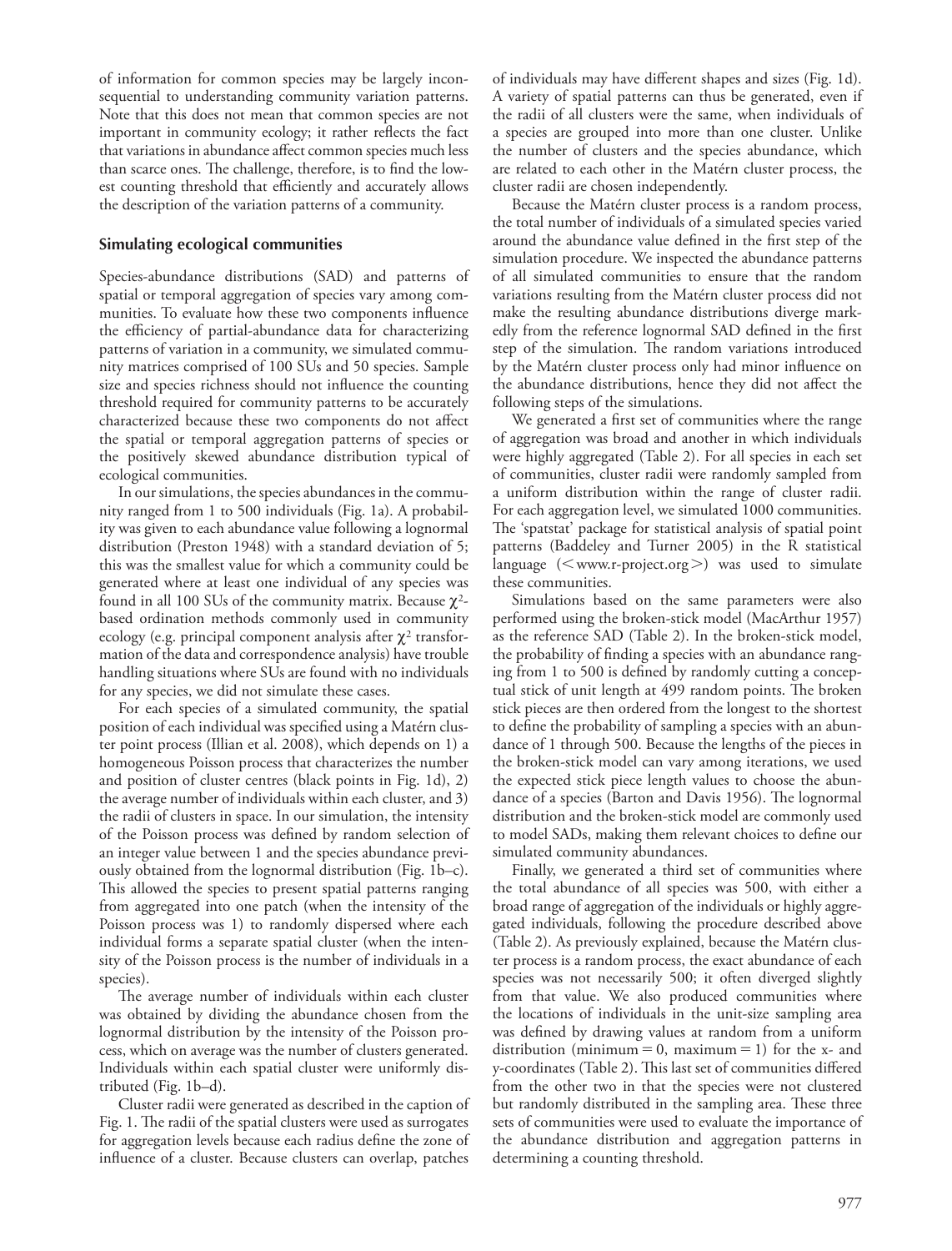of information for common species may be largely inconsequential to understanding community variation patterns. Note that this does not mean that common species are not important in community ecology; it rather reflects the fact that variations in abundance affect common species much less than scarce ones. The challenge, therefore, is to find the lowest counting threshold that efficiently and accurately allows the description of the variation patterns of a community.

## Simulating ecological communities

Species-abundance distributions (SAD) and patterns of spatial or temporal aggregation of species vary among communities. To evaluate how these two components influence the efficiency of partial-abundance data for characterizing patterns of variation in a community, we simulated community matrices comprised of 100 SUs and 50 species. Sample size and species richness should not influence the counting threshold required for community patterns to be accurately characterized because these two components do not affect the spatial or temporal aggregation patterns of species or the positively skewed abundance distribution typical of ecological communities.

In our simulations, the species abundances in the community ranged from 1 to 500 individuals (Fig. 1a). A probability was given to each abundance value following a lognormal distribution (Preston 1948) with a standard deviation of 5; this was the smallest value for which a community could be generated where at least one individual of any species was found in all 100 SUs of the community matrix. Because $\chi^2$-based ordination methods commonly used in community ecology (e.g. principal component analysis after $\chi^2$ transformation of the data and correspondence analysis) have trouble handling situations where SUs are found with no individuals for any species, we did not simulate these cases.

For each species of a simulated community, the spatial position of each individual was specified using a Matérn cluster point process (Illian et al. 2008), which depends on 1) a homogeneous Poisson process that characterizes the number and position of cluster centres (black points in Fig. 1d), 2) the average number of individuals within each cluster, and 3) the radii of clusters in space. In our simulation, the intensity of the Poisson process was defined by random selection of an integer value between 1 and the species abundance previously obtained from the lognormal distribution (Fig. 1b–c). This allowed the species to present spatial patterns ranging from aggregated into one patch (when the intensity of the Poisson process was 1) to randomly dispersed where each individual forms a separate spatial cluster (when the intensity of the Poisson process is the number of individuals in a species).

The average number of individuals within each cluster was obtained by dividing the abundance chosen from the lognormal distribution by the intensity of the Poisson process, which on average was the number of clusters generated. Individuals within each spatial cluster were uniformly distributed (Fig. 1b–d).

Cluster radii were generated as described in the caption of Fig. 1. The radii of the spatial clusters were used as surrogates for aggregation levels because each radius define the zone of influence of a cluster. Because clusters can overlap, patches of individuals may have different shapes and sizes (Fig. 1d). A variety of spatial patterns can thus be generated, even if the radii of all clusters were the same, when individuals of a species are grouped into more than one cluster. Unlike the number of clusters and the species abundance, which are related to each other in the Matérn cluster process, the cluster radii are chosen independently.

Because the Matérn cluster process is a random process, the total number of individuals of a simulated species varied around the abundance value defined in the first step of the simulation procedure. We inspected the abundance patterns of all simulated communities to ensure that the random variations resulting from the Matérn cluster process did not make the resulting abundance distributions diverge markedly from the reference lognormal SAD defined in the first step of the simulation. The random variations introduced by the Matérn cluster process only had minor influence on the abundance distributions, hence they did not affect the following steps of the simulations.

We generated a first set of communities where the range of aggregation was broad and another in which individuals were highly aggregated (Table 2). For all species in each set of communities, cluster radii were randomly sampled from a uniform distribution within the range of cluster radii. For each aggregation level, we simulated 1000 communities. The 'spatstat' package for statistical analysis of spatial point patterns (Baddeley and Turner 2005) in the R statistical language (<www.r-project.org>) was used to simulate these communities.

Simulations based on the same parameters were also performed using the broken-stick model (MacArthur 1957) as the reference SAD (Table 2). In the broken-stick model, the probability of finding a species with an abundance ranging from 1 to 500 is defined by randomly cutting a conceptual stick of unit length at 499 random points. The broken stick pieces are then ordered from the longest to the shortest to define the probability of sampling a species with an abundance of 1 through 500. Because the lengths of the pieces in the broken-stick model can vary among iterations, we used the expected stick piece length values to choose the abundance of a species (Barton and Davis 1956). The lognormal distribution and the broken-stick model are commonly used to model SADs, making them relevant choices to define our simulated community abundances.

Finally, we generated a third set of communities where the total abundance of all species was 500, with either a broad range of aggregation of the individuals or highly aggregated individuals, following the procedure described above (Table 2). As previously explained, because the Matérn cluster process is a random process, the exact abundance of each species was not necessarily 500; it often diverged slightly from that value. We also produced communities where the locations of individuals in the unit-size sampling area was defined by drawing values at random from a uniform distribution (minimum = 0, maximum = 1) for the x- and y-coordinates (Table 2). This last set of communities differed from the other two in that the species were not clustered but randomly distributed in the sampling area. These three sets of communities were used to evaluate the importance of the abundance distribution and aggregation patterns in determining a counting threshold.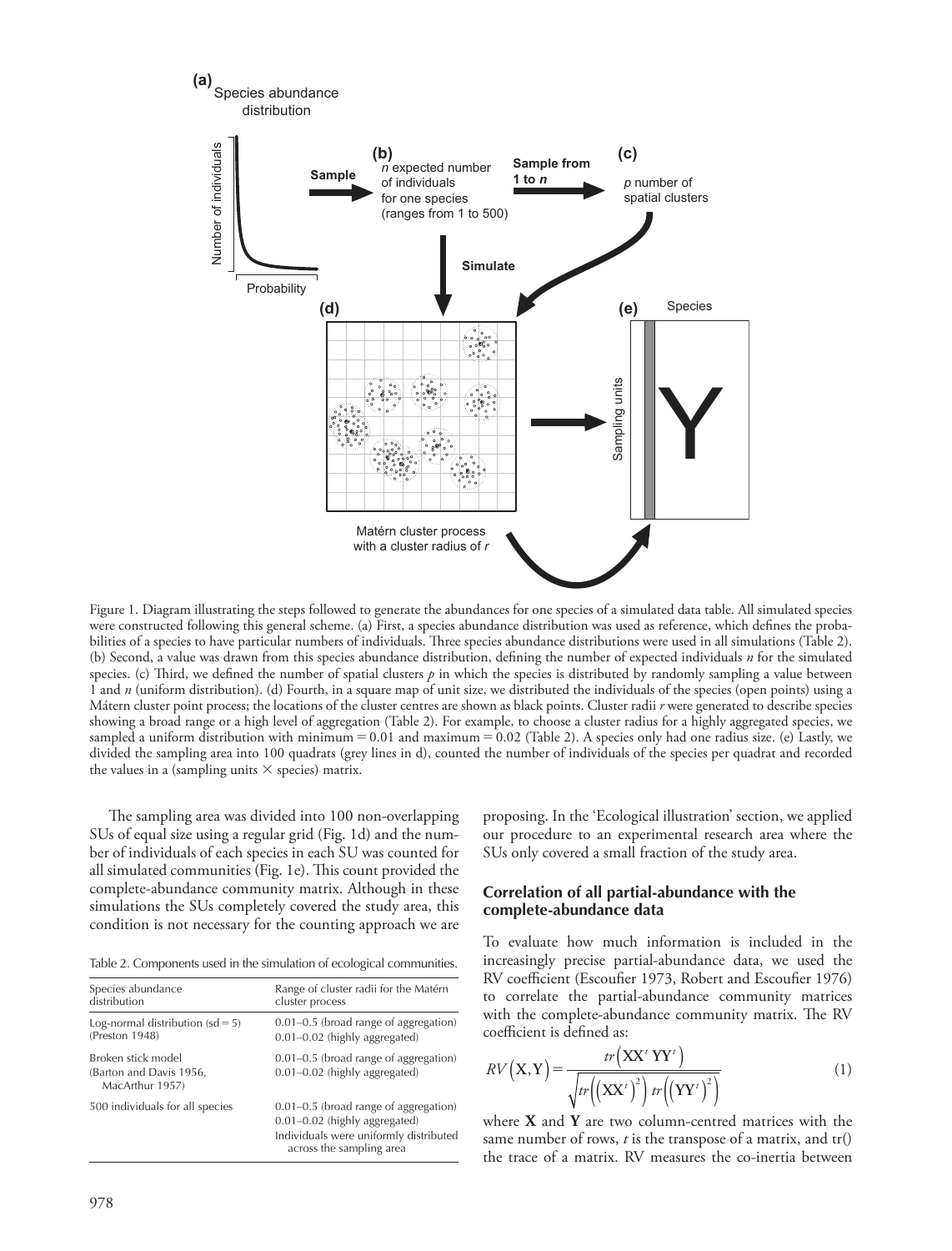Figure 1. Diagram illustrating the steps followed to generate the abundances for one species of a simulated data table. All simulated species were constructed following this general scheme. (a) First, a species abundance distribution was used as reference, which defines the probabilities of a species to have particular numbers of individuals. Three species abundance distributions were used in all simulations (Table 2). (b) Second, a value was drawn from this species abundance distribution, defining the number of expected individuals *n* for the simulated species. (c) Third, we defined the number of spatial clusters *p* in which the species is distributed by randomly sampling a value between 1 and *n* (uniform distribution). (d) Fourth, in a square map of unit size, we distributed the individuals of the species (open points) using a Mátern cluster point process; the locations of the cluster centres are shown as black points. Cluster radii *r* were generated to describe species showing a broad range or a high level of aggregation (Table 2). For example, to choose a cluster radius for a highly aggregated species, we sampled a uniform distribution with minimum = 0.01 and maximum = 0.02 (Table 2). A species only had one radius size. (e) Lastly, we divided the sampling area into 100 quadrats (grey lines in d), counted the number of individuals of the species per quadrat and recorded the values in a (sampling units × species) matrix.

The sampling area was divided into 100 non-overlapping SUs of equal size using a regular grid (Fig. 1d) and the number of individuals of each species in each SU was counted for all simulated communities (Fig. 1e). This count provided the complete-abundance community matrix. Although in these simulations the SUs completely covered the study area, this condition is not necessary for the counting approach we are proposing. In the 'Ecological illustration' section, we applied our procedure to an experimental research area where the SUs only covered a small fraction of the study area.

Table 2. Components used in the simulation of ecological communities.

| Species abundance distribution | Range of cluster radii for the Matérn cluster process |
|---|---|
| Log-normal distribution (sd = 5) (Preston 1948) | 0.01–0.5 (broad range of aggregation)<br>0.01–0.02 (highly aggregated) |
| Broken stick model (Barton and Davis 1956, MacArthur 1957) | 0.01–0.5 (broad range of aggregation)<br>0.01–0.02 (highly aggregated) |
| 500 individuals for all species | 0.01–0.5 (broad range of aggregation)<br>0.01–0.02 (highly aggregated)<br>Individuals were uniformly distributed across the sampling area |

### Correlation of all partial-abundance with the complete-abundance data

To evaluate how much information is included in the increasingly precise partial-abundance data, we used the RV coefficient (Escoufier 1973, Robert and Escoufier 1976) to correlate the partial-abundance community matrices with the complete-abundance community matrix. The RV coefficient is defined as:

$$RV(\mathbf{X},\mathbf{Y}) = \frac{tr\left(\mathbf{XX}^t\,\mathbf{YY}^t\right)}{\sqrt{tr\left(\left(\mathbf{XX}^t\right)^2\right)\,tr\left(\left(\mathbf{YY}^t\right)^2\right)}} \quad (1)$$

where **X** and **Y** are two column-centred matrices with the same number of rows, *t* is the transpose of a matrix, and tr() the trace of a matrix. RV measures the co-inertia between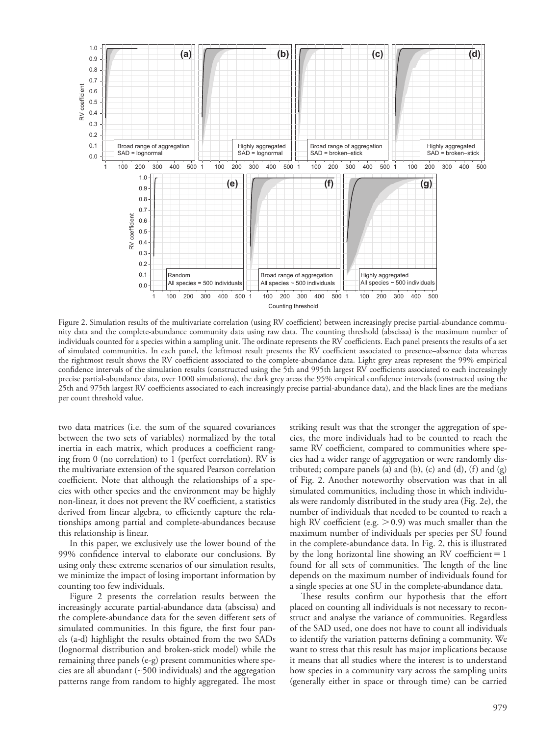Figure 2. Simulation results of the multivariate correlation (using RV coefficient) between increasingly precise partial-abundance community data and the complete-abundance community data using raw data. The counting threshold (abscissa) is the maximum number of individuals counted for a species within a sampling unit. The ordinate represents the RV coefficients. Each panel presents the results of a set of simulated communities. In each panel, the leftmost result presents the RV coefficient associated to presence–absence data whereas the rightmost result shows the RV coefficient associated to the complete-abundance data. Light grey areas represent the 99% empirical confidence intervals of the simulation results (constructed using the 5th and 995th largest RV coefficients associated to each increasingly precise partial-abundance data, over 1000 simulations), the dark grey areas the 95% empirical confidence intervals (constructed using the 25th and 975th largest RV coefficients associated to each increasingly precise partial-abundance data), and the black lines are the medians per count threshold value.

two data matrices (i.e. the sum of the squared covariances between the two sets of variables) normalized by the total inertia in each matrix, which produces a coefficient ranging from 0 (no correlation) to 1 (perfect correlation). RV is the multivariate extension of the squared Pearson correlation coefficient. Note that although the relationships of a species with other species and the environment may be highly non-linear, it does not prevent the RV coefficient, a statistics derived from linear algebra, to efficiently capture the relationships among partial and complete-abundances because this relationship is linear.

In this paper, we exclusively use the lower bound of the 99% confidence interval to elaborate our conclusions. By using only these extreme scenarios of our simulation results, we minimize the impact of losing important information by counting too few individuals.

Figure 2 presents the correlation results between the increasingly accurate partial-abundance data (abscissa) and the complete-abundance data for the seven different sets of simulated communities. In this figure, the first four panels (a-d) highlight the results obtained from the two SADs (lognormal distribution and broken-stick model) while the remaining three panels (e-g) present communities where species are all abundant (~500 individuals) and the aggregation patterns range from random to highly aggregated. The most striking result was that the stronger the aggregation of species, the more individuals had to be counted to reach the same RV coefficient, compared to communities where species had a wider range of aggregation or were randomly distributed; compare panels (a) and (b), (c) and (d), (f) and (g) of Fig. 2. Another noteworthy observation was that in all simulated communities, including those in which individuals were randomly distributed in the study area (Fig. 2e), the number of individuals that needed to be counted to reach a high RV coefficient (e.g. $> 0.9$) was much smaller than the maximum number of individuals per species per SU found in the complete-abundance data. In Fig. 2, this is illustrated by the long horizontal line showing an RV coefficient $= 1$ found for all sets of communities. The length of the line depends on the maximum number of individuals found for a single species at one SU in the complete-abundance data.

These results confirm our hypothesis that the effort placed on counting all individuals is not necessary to reconstruct and analyse the variance of communities. Regardless of the SAD used, one does not have to count all individuals to identify the variation patterns defining a community. We want to stress that this result has major implications because it means that all studies where the interest is to understand how species in a community vary across the sampling units (generally either in space or through time) can be carried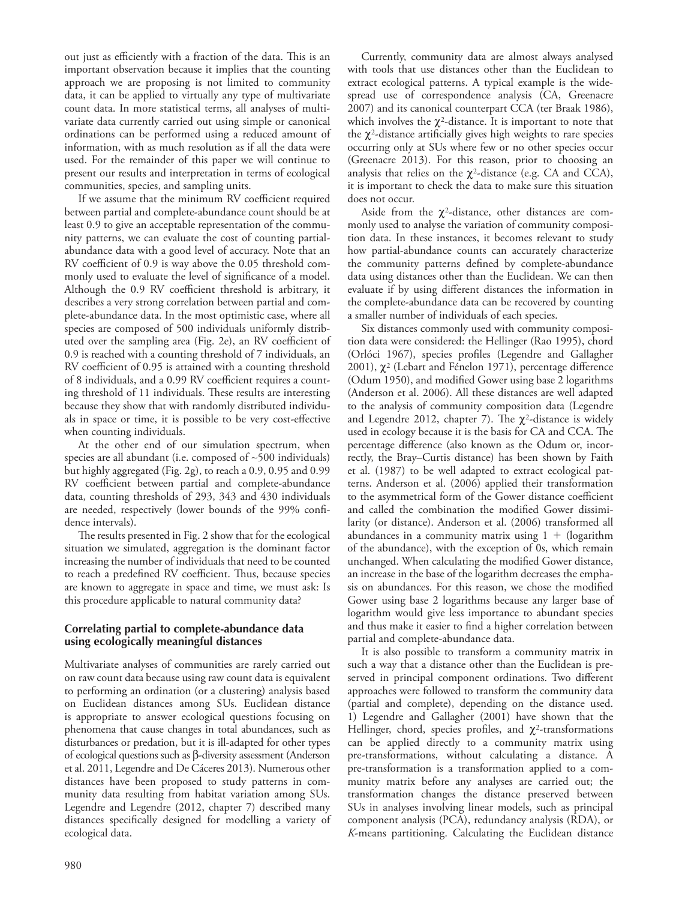out just as efficiently with a fraction of the data. This is an important observation because it implies that the counting approach we are proposing is not limited to community data, it can be applied to virtually any type of multivariate count data. In more statistical terms, all analyses of multivariate data currently carried out using simple or canonical ordinations can be performed using a reduced amount of information, with as much resolution as if all the data were used. For the remainder of this paper we will continue to present our results and interpretation in terms of ecological communities, species, and sampling units.

If we assume that the minimum RV coefficient required between partial and complete-abundance count should be at least 0.9 to give an acceptable representation of the community patterns, we can evaluate the cost of counting partial-abundance data with a good level of accuracy. Note that an RV coefficient of 0.9 is way above the 0.05 threshold commonly used to evaluate the level of significance of a model. Although the 0.9 RV coefficient threshold is arbitrary, it describes a very strong correlation between partial and complete-abundance data. In the most optimistic case, where all species are composed of 500 individuals uniformly distributed over the sampling area (Fig. 2e), an RV coefficient of 0.9 is reached with a counting threshold of 7 individuals, an RV coefficient of 0.95 is attained with a counting threshold of 8 individuals, and a 0.99 RV coefficient requires a counting threshold of 11 individuals. These results are interesting because they show that with randomly distributed individuals in space or time, it is possible to be very cost-effective when counting individuals.

At the other end of our simulation spectrum, when species are all abundant (i.e. composed of ~500 individuals) but highly aggregated (Fig. 2g), to reach a 0.9, 0.95 and 0.99 RV coefficient between partial and complete-abundance data, counting thresholds of 293, 343 and 430 individuals are needed, respectively (lower bounds of the 99% confidence intervals).

The results presented in Fig. 2 show that for the ecological situation we simulated, aggregation is the dominant factor increasing the number of individuals that need to be counted to reach a predefined RV coefficient. Thus, because species are known to aggregate in space and time, we must ask: Is this procedure applicable to natural community data?

### Correlating partial to complete-abundance data using ecologically meaningful distances

Multivariate analyses of communities are rarely carried out on raw count data because using raw count data is equivalent to performing an ordination (or a clustering) analysis based on Euclidean distances among SUs. Euclidean distance is appropriate to answer ecological questions focusing on phenomena that cause changes in total abundances, such as disturbances or predation, but it is ill-adapted for other types of ecological questions such as β-diversity assessment (Anderson et al. 2011, Legendre and De Cáceres 2013). Numerous other distances have been proposed to study patterns in community data resulting from habitat variation among SUs. Legendre and Legendre (2012, chapter 7) described many distances specifically designed for modelling a variety of ecological data.

Currently, community data are almost always analysed with tools that use distances other than the Euclidean to extract ecological patterns. A typical example is the widespread use of correspondence analysis (CA, Greenacre 2007) and its canonical counterpart CCA (ter Braak 1986), which involves the $\chi^2$-distance. It is important to note that the $\chi^2$-distance artificially gives high weights to rare species occurring only at SUs where few or no other species occur (Greenacre 2013). For this reason, prior to choosing an analysis that relies on the $\chi^2$-distance (e.g. CA and CCA), it is important to check the data to make sure this situation does not occur.

Aside from the $\chi^2$-distance, other distances are commonly used to analyse the variation of community composition data. In these instances, it becomes relevant to study how partial-abundance counts can accurately characterize the community patterns defined by complete-abundance data using distances other than the Euclidean. We can then evaluate if by using different distances the information in the complete-abundance data can be recovered by counting a smaller number of individuals of each species.

Six distances commonly used with community composition data were considered: the Hellinger (Rao 1995), chord (Orlóci 1967), species profiles (Legendre and Gallagher 2001), $\chi^2$ (Lebart and Fénelon 1971), percentage difference (Odum 1950), and modified Gower using base 2 logarithms (Anderson et al. 2006). All these distances are well adapted to the analysis of community composition data (Legendre and Legendre 2012, chapter 7). The $\chi^2$-distance is widely used in ecology because it is the basis for CA and CCA. The percentage difference (also known as the Odum or, incorrectly, the Bray–Curtis distance) has been shown by Faith et al. (1987) to be well adapted to extract ecological patterns. Anderson et al. (2006) applied their transformation to the asymmetrical form of the Gower distance coefficient and called the combination the modified Gower dissimilarity (or distance). Anderson et al. (2006) transformed all abundances in a community matrix using 1 + (logarithm of the abundance), with the exception of 0s, which remain unchanged. When calculating the modified Gower distance, an increase in the base of the logarithm decreases the emphasis on abundances. For this reason, we chose the modified Gower using base 2 logarithms because any larger base of logarithm would give less importance to abundant species and thus make it easier to find a higher correlation between partial and complete-abundance data.

It is also possible to transform a community matrix in such a way that a distance other than the Euclidean is preserved in principal component ordinations. Two different approaches were followed to transform the community data (partial and complete), depending on the distance used. 1) Legendre and Gallagher (2001) have shown that the Hellinger, chord, species profiles, and $\chi^2$-transformations can be applied directly to a community matrix using pre-transformations, without calculating a distance. A pre-transformation is a transformation applied to a community matrix before any analyses are carried out; the transformation changes the distance preserved between SUs in analyses involving linear models, such as principal component analysis (PCA), redundancy analysis (RDA), or *K*-means partitioning. Calculating the Euclidean distance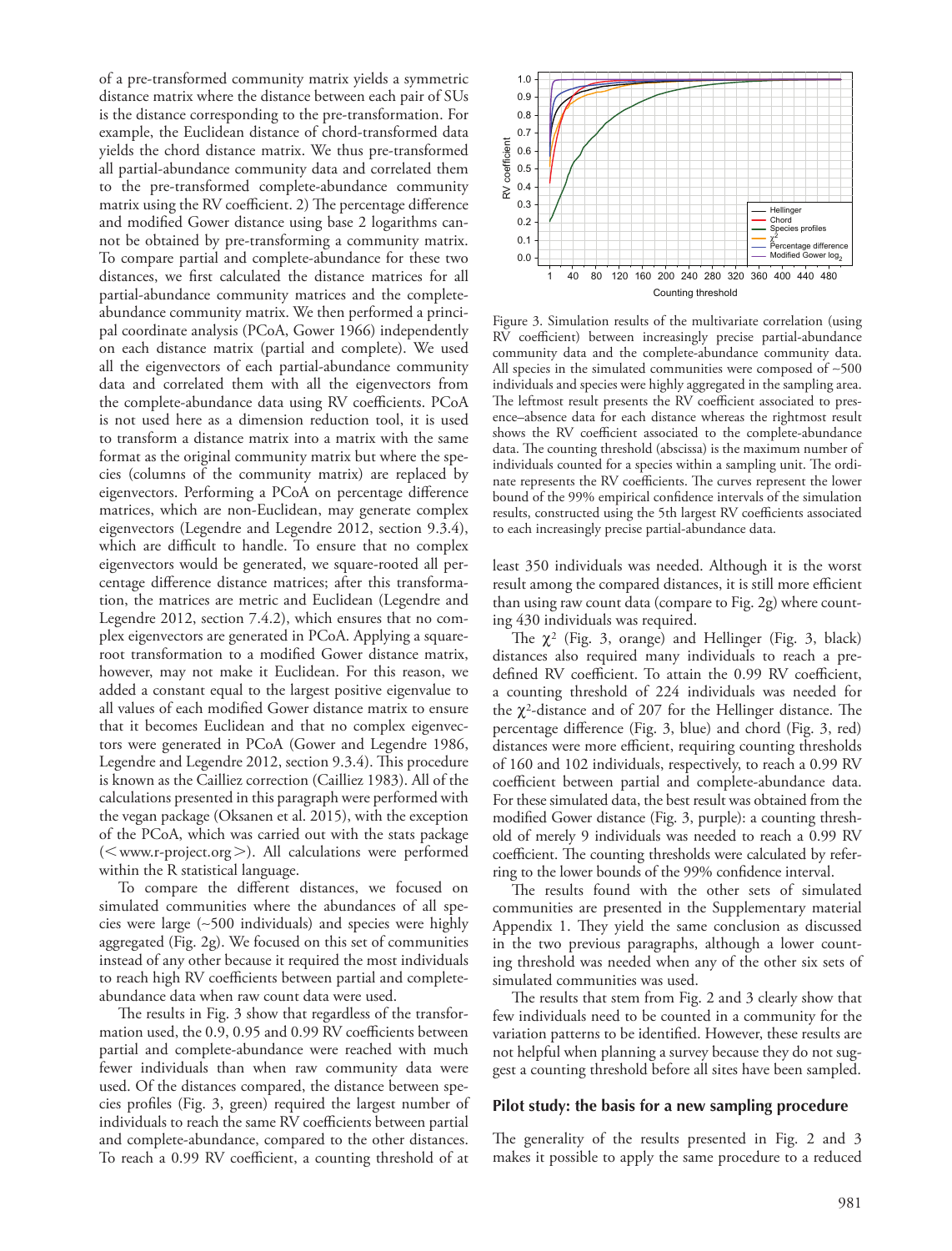of a pre-transformed community matrix yields a symmetric distance matrix where the distance between each pair of SUs is the distance corresponding to the pre-transformation. For example, the Euclidean distance of chord-transformed data yields the chord distance matrix. We thus pre-transformed all partial-abundance community data and correlated them to the pre-transformed complete-abundance community matrix using the RV coefficient. 2) The percentage difference and modified Gower distance using base 2 logarithms cannot be obtained by pre-transforming a community matrix. To compare partial and complete-abundance for these two distances, we first calculated the distance matrices for all partial-abundance community matrices and the complete-abundance community matrix. We then performed a principal coordinate analysis (PCoA, Gower 1966) independently on each distance matrix (partial and complete). We used all the eigenvectors of each partial-abundance community data and correlated them with all the eigenvectors from the complete-abundance data using RV coefficients. PCoA is not used here as a dimension reduction tool, it is used to transform a distance matrix into a matrix with the same format as the original community matrix but where the species (columns of the community matrix) are replaced by eigenvectors. Performing a PCoA on percentage difference matrices, which are non-Euclidean, may generate complex eigenvectors (Legendre and Legendre 2012, section 9.3.4), which are difficult to handle. To ensure that no complex eigenvectors would be generated, we square-rooted all percentage difference distance matrices; after this transformation, the matrices are metric and Euclidean (Legendre and Legendre 2012, section 7.4.2), which ensures that no complex eigenvectors are generated in PCoA. Applying a square-root transformation to a modified Gower distance matrix, however, may not make it Euclidean. For this reason, we added a constant equal to the largest positive eigenvalue to all values of each modified Gower distance matrix to ensure that it becomes Euclidean and that no complex eigenvectors were generated in PCoA (Gower and Legendre 1986, Legendre and Legendre 2012, section 9.3.4). This procedure is known as the Cailliez correction (Cailliez 1983). All of the calculations presented in this paragraph were performed with the vegan package (Oksanen et al. 2015), with the exception of the PCoA, which was carried out with the stats package (<www.r-project.org>). All calculations were performed within the R statistical language.

To compare the different distances, we focused on simulated communities where the abundances of all species were large (~500 individuals) and species were highly aggregated (Fig. 2g). We focused on this set of communities instead of any other because it required the most individuals to reach high RV coefficients between partial and complete-abundance data when raw count data were used.

The results in Fig. 3 show that regardless of the transformation used, the 0.9, 0.95 and 0.99 RV coefficients between partial and complete-abundance were reached with much fewer individuals than when raw community data were used. Of the distances compared, the distance between species profiles (Fig. 3, green) required the largest number of individuals to reach the same RV coefficients between partial and complete-abundance, compared to the other distances. To reach a 0.99 RV coefficient, a counting threshold of at least 350 individuals was needed. Although it is the worst result among the compared distances, it is still more efficient than using raw count data (compare to Fig. 2g) where counting 430 individuals was required.

Figure 3. Simulation results of the multivariate correlation (using RV coefficient) between increasingly precise partial-abundance community data and the complete-abundance community data. All species in the simulated communities were composed of ~500 individuals and species were highly aggregated in the sampling area. The leftmost result presents the RV coefficient associated to presence–absence data for each distance whereas the rightmost result shows the RV coefficient associated to the complete-abundance data. The counting threshold (abscissa) is the maximum number of individuals counted for a species within a sampling unit. The ordinate represents the RV coefficients. The curves represent the lower bound of the 99% empirical confidence intervals of the simulation results, constructed using the 5th largest RV coefficients associated to each increasingly precise partial-abundance data.

The $\chi^2$ (Fig. 3, orange) and Hellinger (Fig. 3, black) distances also required many individuals to reach a predefined RV coefficient. To attain the 0.99 RV coefficient, a counting threshold of 224 individuals was needed for the $\chi^2$-distance and of 207 for the Hellinger distance. The percentage difference (Fig. 3, blue) and chord (Fig. 3, red) distances were more efficient, requiring counting thresholds of 160 and 102 individuals, respectively, to reach a 0.99 RV coefficient between partial and complete-abundance data. For these simulated data, the best result was obtained from the modified Gower distance (Fig. 3, purple): a counting threshold of merely 9 individuals was needed to reach a 0.99 RV coefficient. The counting thresholds were calculated by referring to the lower bounds of the 99% confidence interval.

The results found with the other sets of simulated communities are presented in the Supplementary material Appendix 1. They yield the same conclusion as discussed in the two previous paragraphs, although a lower counting threshold was needed when any of the other six sets of simulated communities was used.

The results that stem from Fig. 2 and 3 clearly show that few individuals need to be counted in a community for the variation patterns to be identified. However, these results are not helpful when planning a survey because they do not suggest a counting threshold before all sites have been sampled.

## Pilot study: the basis for a new sampling procedure

The generality of the results presented in Fig. 2 and 3 makes it possible to apply the same procedure to a reduced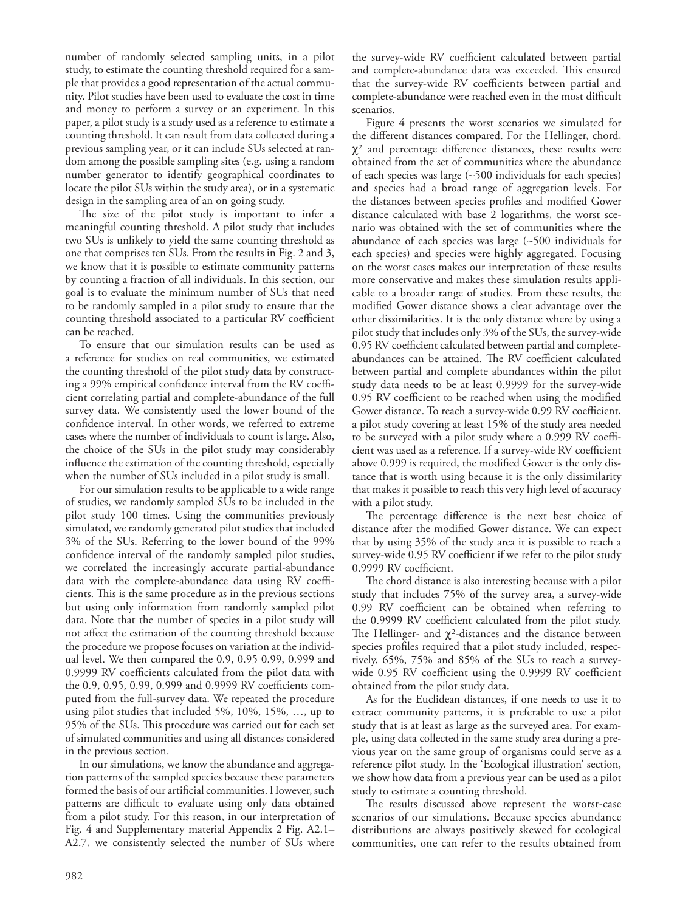number of randomly selected sampling units, in a pilot study, to estimate the counting threshold required for a sample that provides a good representation of the actual community. Pilot studies have been used to evaluate the cost in time and money to perform a survey or an experiment. In this paper, a pilot study is a study used as a reference to estimate a counting threshold. It can result from data collected during a previous sampling year, or it can include SUs selected at random among the possible sampling sites (e.g. using a random number generator to identify geographical coordinates to locate the pilot SUs within the study area), or in a systematic design in the sampling area of an on going study.

The size of the pilot study is important to infer a meaningful counting threshold. A pilot study that includes two SUs is unlikely to yield the same counting threshold as one that comprises ten SUs. From the results in Fig. 2 and 3, we know that it is possible to estimate community patterns by counting a fraction of all individuals. In this section, our goal is to evaluate the minimum number of SUs that need to be randomly sampled in a pilot study to ensure that the counting threshold associated to a particular RV coefficient can be reached.

To ensure that our simulation results can be used as a reference for studies on real communities, we estimated the counting threshold of the pilot study data by constructing a 99% empirical confidence interval from the RV coefficient correlating partial and complete-abundance of the full survey data. We consistently used the lower bound of the confidence interval. In other words, we referred to extreme cases where the number of individuals to count is large. Also, the choice of the SUs in the pilot study may considerably influence the estimation of the counting threshold, especially when the number of SUs included in a pilot study is small.

For our simulation results to be applicable to a wide range of studies, we randomly sampled SUs to be included in the pilot study 100 times. Using the communities previously simulated, we randomly generated pilot studies that included 3% of the SUs. Referring to the lower bound of the 99% confidence interval of the randomly sampled pilot studies, we correlated the increasingly accurate partial-abundance data with the complete-abundance data using RV coefficients. This is the same procedure as in the previous sections but using only information from randomly sampled pilot data. Note that the number of species in a pilot study will not affect the estimation of the counting threshold because the procedure we propose focuses on variation at the individual level. We then compared the 0.9, 0.95 0.99, 0.999 and 0.9999 RV coefficients calculated from the pilot data with the 0.9, 0.95, 0.99, 0.999 and 0.9999 RV coefficients computed from the full-survey data. We repeated the procedure using pilot studies that included 5%, 10%, 15%, …, up to 95% of the SUs. This procedure was carried out for each set of simulated communities and using all distances considered in the previous section.

In our simulations, we know the abundance and aggregation patterns of the sampled species because these parameters formed the basis of our artificial communities. However, such patterns are difficult to evaluate using only data obtained from a pilot study. For this reason, in our interpretation of Fig. 4 and Supplementary material Appendix 2 Fig. A2.1–A2.7, we consistently selected the number of SUs where the survey-wide RV coefficient calculated between partial and complete-abundance data was exceeded. This ensured that the survey-wide RV coefficients between partial and complete-abundance were reached even in the most difficult scenarios.

Figure 4 presents the worst scenarios we simulated for the different distances compared. For the Hellinger, chord, $\chi^2$ and percentage difference distances, these results were obtained from the set of communities where the abundance of each species was large (~500 individuals for each species) and species had a broad range of aggregation levels. For the distances between species profiles and modified Gower distance calculated with base 2 logarithms, the worst scenario was obtained with the set of communities where the abundance of each species was large (~500 individuals for each species) and species were highly aggregated. Focusing on the worst cases makes our interpretation of these results more conservative and makes these simulation results applicable to a broader range of studies. From these results, the modified Gower distance shows a clear advantage over the other dissimilarities. It is the only distance where by using a pilot study that includes only 3% of the SUs, the survey-wide 0.95 RV coefficient calculated between partial and complete-abundances can be attained. The RV coefficient calculated between partial and complete abundances within the pilot study data needs to be at least 0.9999 for the survey-wide 0.95 RV coefficient to be reached when using the modified Gower distance. To reach a survey-wide 0.99 RV coefficient, a pilot study covering at least 15% of the study area needed to be surveyed with a pilot study where a 0.999 RV coefficient was used as a reference. If a survey-wide RV coefficient above 0.999 is required, the modified Gower is the only distance that is worth using because it is the only dissimilarity that makes it possible to reach this very high level of accuracy with a pilot study.

The percentage difference is the next best choice of distance after the modified Gower distance. We can expect that by using 35% of the study area it is possible to reach a survey-wide 0.95 RV coefficient if we refer to the pilot study 0.9999 RV coefficient.

The chord distance is also interesting because with a pilot study that includes 75% of the survey area, a survey-wide 0.99 RV coefficient can be obtained when referring to the 0.9999 RV coefficient calculated from the pilot study. The Hellinger- and $\chi^2$-distances and the distance between species profiles required that a pilot study included, respectively, 65%, 75% and 85% of the SUs to reach a survey-wide 0.95 RV coefficient using the 0.9999 RV coefficient obtained from the pilot study data.

As for the Euclidean distances, if one needs to use it to extract community patterns, it is preferable to use a pilot study that is at least as large as the surveyed area. For example, using data collected in the same study area during a previous year on the same group of organisms could serve as a reference pilot study. In the 'Ecological illustration' section, we show how data from a previous year can be used as a pilot study to estimate a counting threshold.

The results discussed above represent the worst-case scenarios of our simulations. Because species abundance distributions are always positively skewed for ecological communities, one can refer to the results obtained from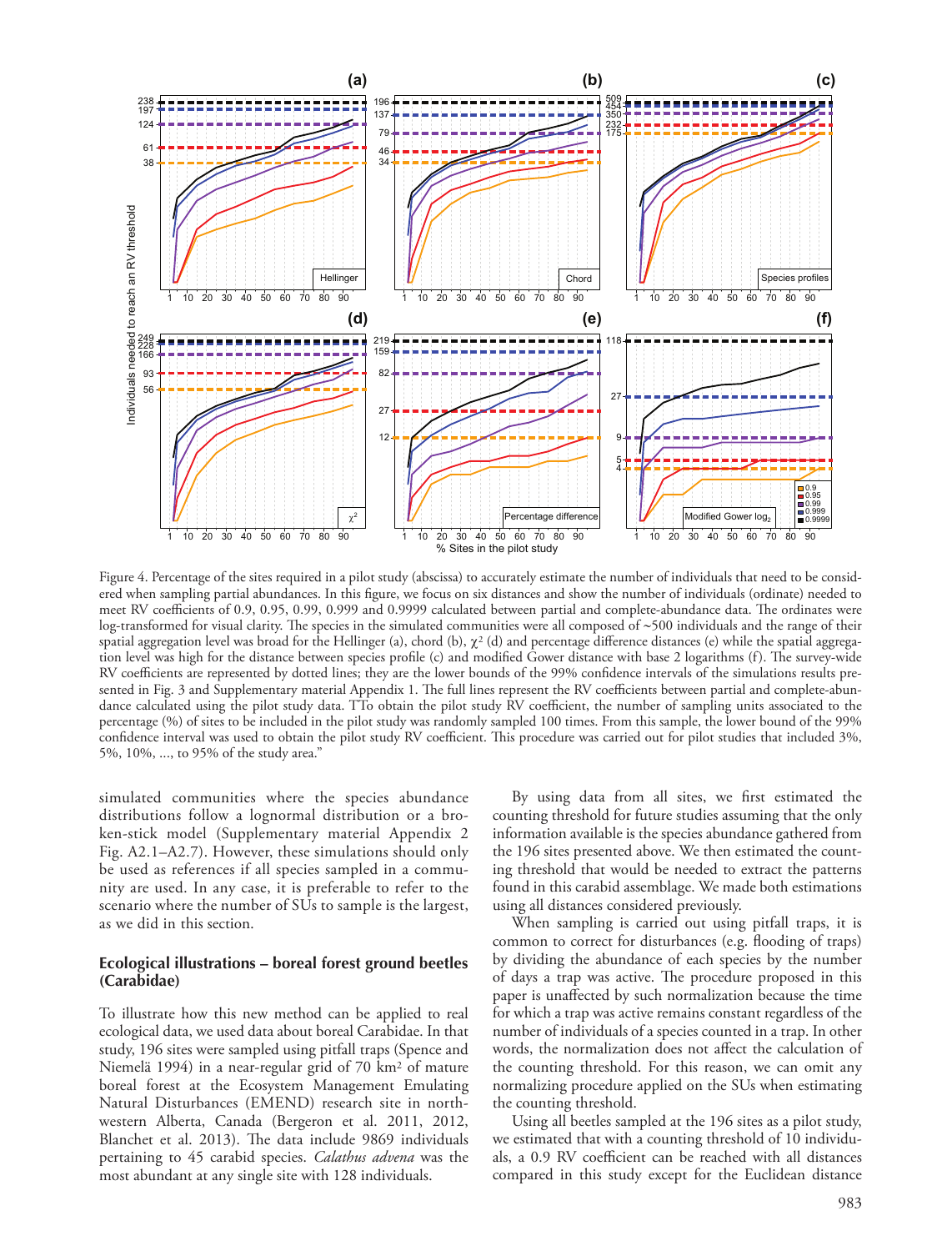Figure 4. Percentage of the sites required in a pilot study (abscissa) to accurately estimate the number of individuals that need to be considered when sampling partial abundances. In this figure, we focus on six distances and show the number of individuals (ordinate) needed to meet RV coefficients of 0.9, 0.95, 0.99, 0.999 and 0.9999 calculated between partial and complete-abundance data. The ordinates were log-transformed for visual clarity. The species in the simulated communities were all composed of ~500 individuals and the range of their spatial aggregation level was broad for the Hellinger (a), chord (b), $\chi^2$ (d) and percentage difference distances (e) while the spatial aggregation level was high for the distance between species profile (c) and modified Gower distance with base 2 logarithms (f). The survey-wide RV coefficients are represented by dotted lines; they are the lower bounds of the 99% confidence intervals of the simulations results presented in Fig. 3 and Supplementary material Appendix 1. The full lines represent the RV coefficients between partial and complete-abundance calculated using the pilot study data. TTo obtain the pilot study RV coefficient, the number of sampling units associated to the percentage (%) of sites to be included in the pilot study was randomly sampled 100 times. From this sample, the lower bound of the 99% confidence interval was used to obtain the pilot study RV coefficient. This procedure was carried out for pilot studies that included 3%, 5%, 10%, ..., to 95% of the study area."

simulated communities where the species abundance distributions follow a lognormal distribution or a broken-stick model (Supplementary material Appendix 2 Fig. A2.1–A2.7). However, these simulations should only be used as references if all species sampled in a community are used. In any case, it is preferable to refer to the scenario where the number of SUs to sample is the largest, as we did in this section.

## Ecological illustrations – boreal forest ground beetles (Carabidae)

To illustrate how this new method can be applied to real ecological data, we used data about boreal Carabidae. In that study, 196 sites were sampled using pitfall traps (Spence and Niemelä 1994) in a near-regular grid of 70 km² of mature boreal forest at the Ecosystem Management Emulating Natural Disturbances (EMEND) research site in northwestern Alberta, Canada (Bergeron et al. 2011, 2012, Blanchet et al. 2013). The data include 9869 individuals pertaining to 45 carabid species. *Calathus advena* was the most abundant at any single site with 128 individuals.

By using data from all sites, we first estimated the counting threshold for future studies assuming that the only information available is the species abundance gathered from the 196 sites presented above. We then estimated the counting threshold that would be needed to extract the patterns found in this carabid assemblage. We made both estimations using all distances considered previously.

When sampling is carried out using pitfall traps, it is common to correct for disturbances (e.g. flooding of traps) by dividing the abundance of each species by the number of days a trap was active. The procedure proposed in this paper is unaffected by such normalization because the time for which a trap was active remains constant regardless of the number of individuals of a species counted in a trap. In other words, the normalization does not affect the calculation of the counting threshold. For this reason, we can omit any normalizing procedure applied on the SUs when estimating the counting threshold.

Using all beetles sampled at the 196 sites as a pilot study, we estimated that with a counting threshold of 10 individuals, a 0.9 RV coefficient can be reached with all distances compared in this study except for the Euclidean distance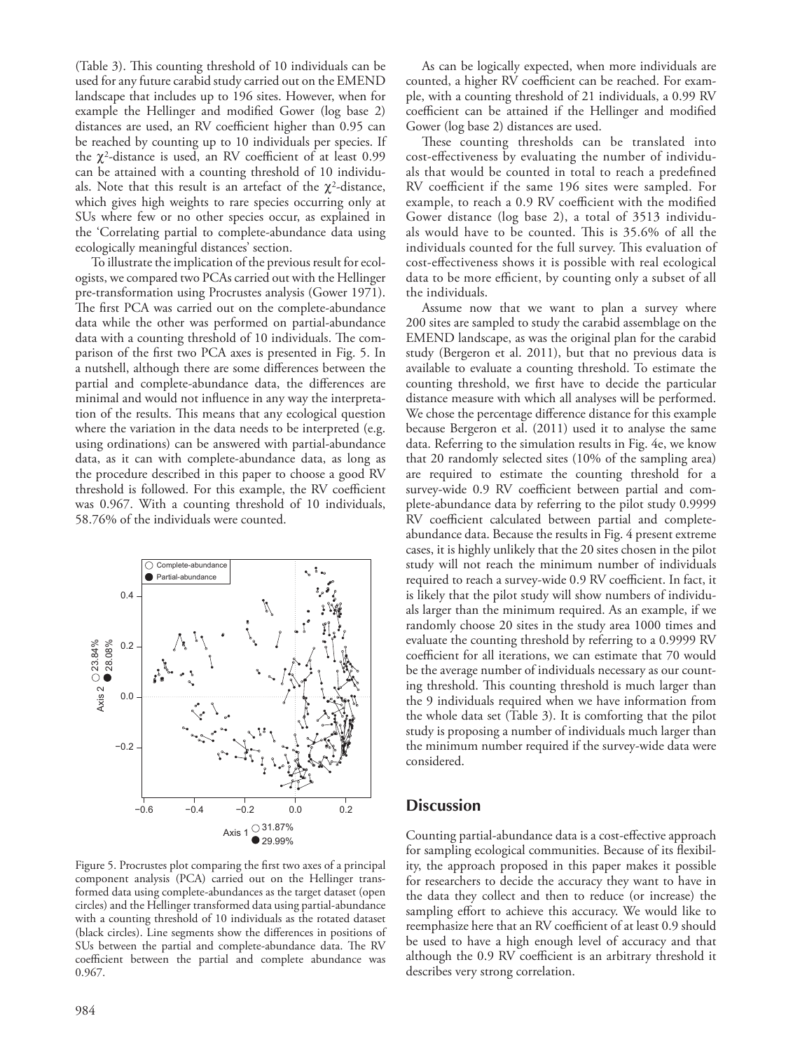(Table 3). This counting threshold of 10 individuals can be used for any future carabid study carried out on the EMEND landscape that includes up to 196 sites. However, when for example the Hellinger and modified Gower (log base 2) distances are used, an RV coefficient higher than 0.95 can be reached by counting up to 10 individuals per species. If the $\chi^2$-distance is used, an RV coefficient of at least 0.99 can be attained with a counting threshold of 10 individuals. Note that this result is an artefact of the $\chi^2$-distance, which gives high weights to rare species occurring only at SUs where few or no other species occur, as explained in the 'Correlating partial to complete-abundance data using ecologically meaningful distances' section.

To illustrate the implication of the previous result for ecologists, we compared two PCAs carried out with the Hellinger pre-transformation using Procrustes analysis (Gower 1971). The first PCA was carried out on the complete-abundance data while the other was performed on partial-abundance data with a counting threshold of 10 individuals. The comparison of the first two PCA axes is presented in Fig. 5. In a nutshell, although there are some differences between the partial and complete-abundance data, the differences are minimal and would not influence in any way the interpretation of the results. This means that any ecological question where the variation in the data needs to be interpreted (e.g. using ordinations) can be answered with partial-abundance data, as it can with complete-abundance data, as long as the procedure described in this paper to choose a good RV threshold is followed. For this example, the RV coefficient was 0.967. With a counting threshold of 10 individuals, 58.76% of the individuals were counted.

Figure 5. Procrustes plot comparing the first two axes of a principal component analysis (PCA) carried out on the Hellinger transformed data using complete-abundances as the target dataset (open circles) and the Hellinger transformed data using partial-abundance with a counting threshold of 10 individuals as the rotated dataset (black circles). Line segments show the differences in positions of SUs between the partial and complete-abundance data. The RV coefficient between the partial and complete abundance was 0.967.

As can be logically expected, when more individuals are counted, a higher RV coefficient can be reached. For example, with a counting threshold of 21 individuals, a 0.99 RV coefficient can be attained if the Hellinger and modified Gower (log base 2) distances are used.

These counting thresholds can be translated into cost-effectiveness by evaluating the number of individuals that would be counted in total to reach a predefined RV coefficient if the same 196 sites were sampled. For example, to reach a 0.9 RV coefficient with the modified Gower distance (log base 2), a total of 3513 individuals would have to be counted. This is 35.6% of all the individuals counted for the full survey. This evaluation of cost-effectiveness shows it is possible with real ecological data to be more efficient, by counting only a subset of all the individuals.

Assume now that we want to plan a survey where 200 sites are sampled to study the carabid assemblage on the EMEND landscape, as was the original plan for the carabid study (Bergeron et al. 2011), but that no previous data is available to evaluate a counting threshold. To estimate the counting threshold, we first have to decide the particular distance measure with which all analyses will be performed. We chose the percentage difference distance for this example because Bergeron et al. (2011) used it to analyse the same data. Referring to the simulation results in Fig. 4e, we know that 20 randomly selected sites (10% of the sampling area) are required to estimate the counting threshold for a survey-wide 0.9 RV coefficient between partial and complete-abundance data by referring to the pilot study 0.9999 RV coefficient calculated between partial and complete-abundance data. Because the results in Fig. 4 present extreme cases, it is highly unlikely that the 20 sites chosen in the pilot study will not reach the minimum number of individuals required to reach a survey-wide 0.9 RV coefficient. In fact, it is likely that the pilot study will show numbers of individuals larger than the minimum required. As an example, if we randomly choose 20 sites in the study area 1000 times and evaluate the counting threshold by referring to a 0.9999 RV coefficient for all iterations, we can estimate that 70 would be the average number of individuals necessary as our counting threshold. This counting threshold is much larger than the 9 individuals required when we have information from the whole data set (Table 3). It is comforting that the pilot study is proposing a number of individuals much larger than the minimum number required if the survey-wide data were considered.

## Discussion

Counting partial-abundance data is a cost-effective approach for sampling ecological communities. Because of its flexibility, the approach proposed in this paper makes it possible for researchers to decide the accuracy they want to have in the data they collect and then to reduce (or increase) the sampling effort to achieve this accuracy. We would like to reemphasize here that an RV coefficient of at least 0.9 should be used to have a high enough level of accuracy and that although the 0.9 RV coefficient is an arbitrary threshold it describes very strong correlation.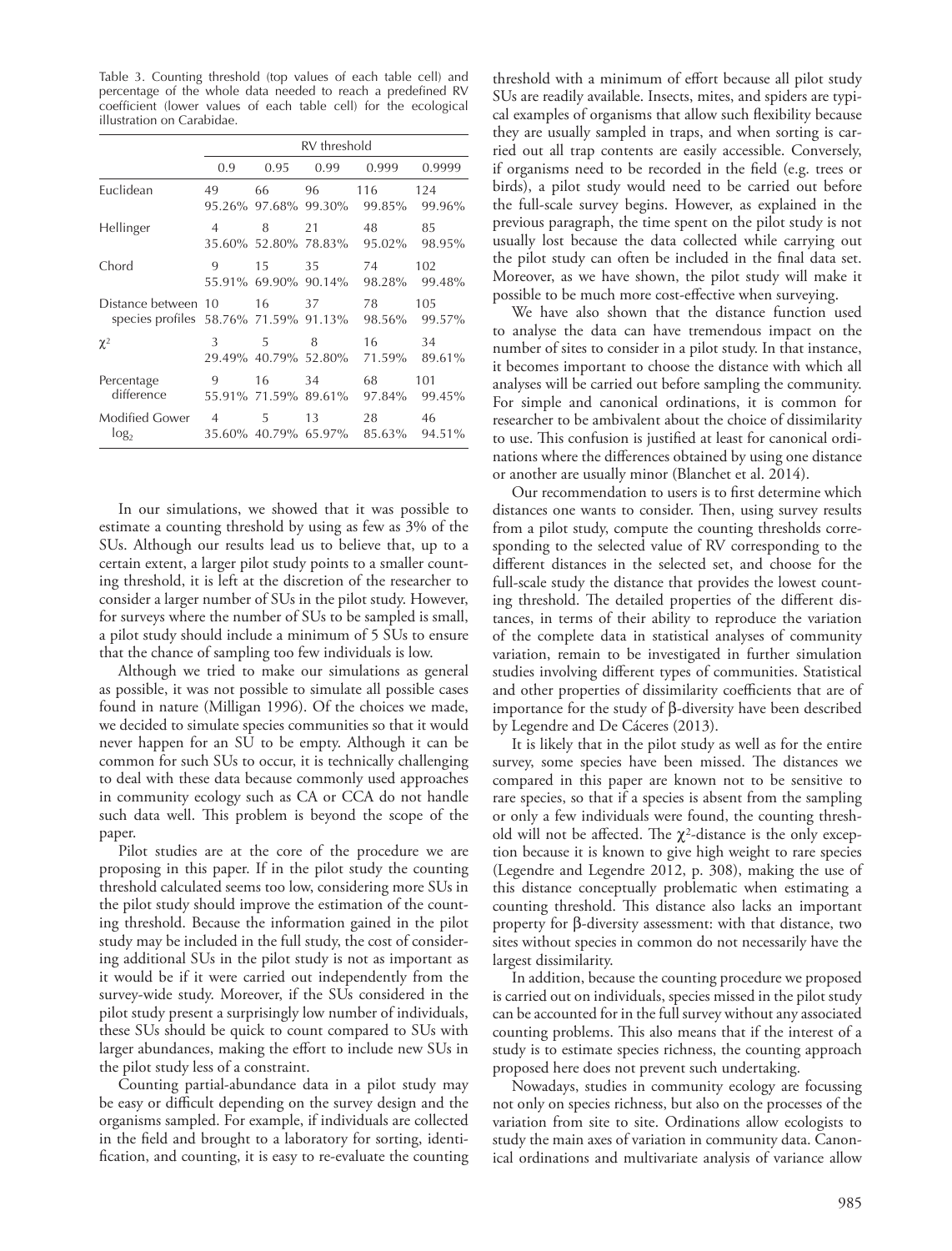Table 3. Counting threshold (top values of each table cell) and percentage of the whole data needed to reach a predefined RV coefficient (lower values of each table cell) for the ecological illustration on Carabidae.

| | RV threshold | | | | |
|---|---|---|---|---|---|
| | 0.9 | 0.95 | 0.99 | 0.999 | 0.9999 |
| Euclidean | 49<br>95.26% | 66<br>97.68% | 96<br>99.30% | 116<br>99.85% | 124<br>99.96% |
| Hellinger | 4<br>35.60% | 8<br>52.80% | 21<br>78.83% | 48<br>95.02% | 85<br>98.95% |
| Chord | 9<br>55.91% | 15<br>69.90% | 35<br>90.14% | 74<br>98.28% | 102<br>99.48% |
| Distance between species profiles | 10<br>58.76% | 16<br>71.59% | 37<br>91.13% | 78<br>98.56% | 105<br>99.57% |
| $\chi^2$ | 3<br>29.49% | 5<br>40.79% | 8<br>52.80% | 16<br>71.59% | 34<br>89.61% |
| Percentage difference | 9<br>55.91% | 16<br>71.59% | 34<br>89.61% | 68<br>97.84% | 101<br>99.45% |
| Modified Gower $\log_2$ | 4<br>35.60% | 5<br>40.79% | 13<br>65.97% | 28<br>85.63% | 46<br>94.51% |

In our simulations, we showed that it was possible to estimate a counting threshold by using as few as 3% of the SUs. Although our results lead us to believe that, up to a certain extent, a larger pilot study points to a smaller counting threshold, it is left at the discretion of the researcher to consider a larger number of SUs in the pilot study. However, for surveys where the number of SUs to be sampled is small, a pilot study should include a minimum of 5 SUs to ensure that the chance of sampling too few individuals is low.

Although we tried to make our simulations as general as possible, it was not possible to simulate all possible cases found in nature (Milligan 1996). Of the choices we made, we decided to simulate species communities so that it would never happen for an SU to be empty. Although it can be common for such SUs to occur, it is technically challenging to deal with these data because commonly used approaches in community ecology such as CA or CCA do not handle such data well. This problem is beyond the scope of the paper.

Pilot studies are at the core of the procedure we are proposing in this paper. If in the pilot study the counting threshold calculated seems too low, considering more SUs in the pilot study should improve the estimation of the counting threshold. Because the information gained in the pilot study may be included in the full study, the cost of considering additional SUs in the pilot study is not as important as it would be if it were carried out independently from the survey-wide study. Moreover, if the SUs considered in the pilot study present a surprisingly low number of individuals, these SUs should be quick to count compared to SUs with larger abundances, making the effort to include new SUs in the pilot study less of a constraint.

Counting partial-abundance data in a pilot study may be easy or difficult depending on the survey design and the organisms sampled. For example, if individuals are collected in the field and brought to a laboratory for sorting, identification, and counting, it is easy to re-evaluate the counting threshold with a minimum of effort because all pilot study SUs are readily available. Insects, mites, and spiders are typical examples of organisms that allow such flexibility because they are usually sampled in traps, and when sorting is carried out all trap contents are easily accessible. Conversely, if organisms need to be recorded in the field (e.g. trees or birds), a pilot study would need to be carried out before the full-scale survey begins. However, as explained in the previous paragraph, the time spent on the pilot study is not usually lost because the data collected while carrying out the pilot study can often be included in the final data set. Moreover, as we have shown, the pilot study will make it possible to be much more cost-effective when surveying.

We have also shown that the distance function used to analyse the data can have tremendous impact on the number of sites to consider in a pilot study. In that instance, it becomes important to choose the distance with which all analyses will be carried out before sampling the community. For simple and canonical ordinations, it is common for researcher to be ambivalent about the choice of dissimilarity to use. This confusion is justified at least for canonical ordinations where the differences obtained by using one distance or another are usually minor (Blanchet et al. 2014).

Our recommendation to users is to first determine which distances one wants to consider. Then, using survey results from a pilot study, compute the counting thresholds corresponding to the selected value of RV corresponding to the different distances in the selected set, and choose for the full-scale study the distance that provides the lowest counting threshold. The detailed properties of the different distances, in terms of their ability to reproduce the variation of the complete data in statistical analyses of community variation, remain to be investigated in further simulation studies involving different types of communities. Statistical and other properties of dissimilarity coefficients that are of importance for the study of β-diversity have been described by Legendre and De Cáceres (2013).

It is likely that in the pilot study as well as for the entire survey, some species have been missed. The distances we compared in this paper are known not to be sensitive to rare species, so that if a species is absent from the sampling or only a few individuals were found, the counting threshold will not be affected. The $\chi^2$-distance is the only exception because it is known to give high weight to rare species (Legendre and Legendre 2012, p. 308), making the use of this distance conceptually problematic when estimating a counting threshold. This distance also lacks an important property for β-diversity assessment: with that distance, two sites without species in common do not necessarily have the largest dissimilarity.

In addition, because the counting procedure we proposed is carried out on individuals, species missed in the pilot study can be accounted for in the full survey without any associated counting problems. This also means that if the interest of a study is to estimate species richness, the counting approach proposed here does not prevent such undertaking.

Nowadays, studies in community ecology are focussing not only on species richness, but also on the processes of the variation from site to site. Ordinations allow ecologists to study the main axes of variation in community data. Canonical ordinations and multivariate analysis of variance allow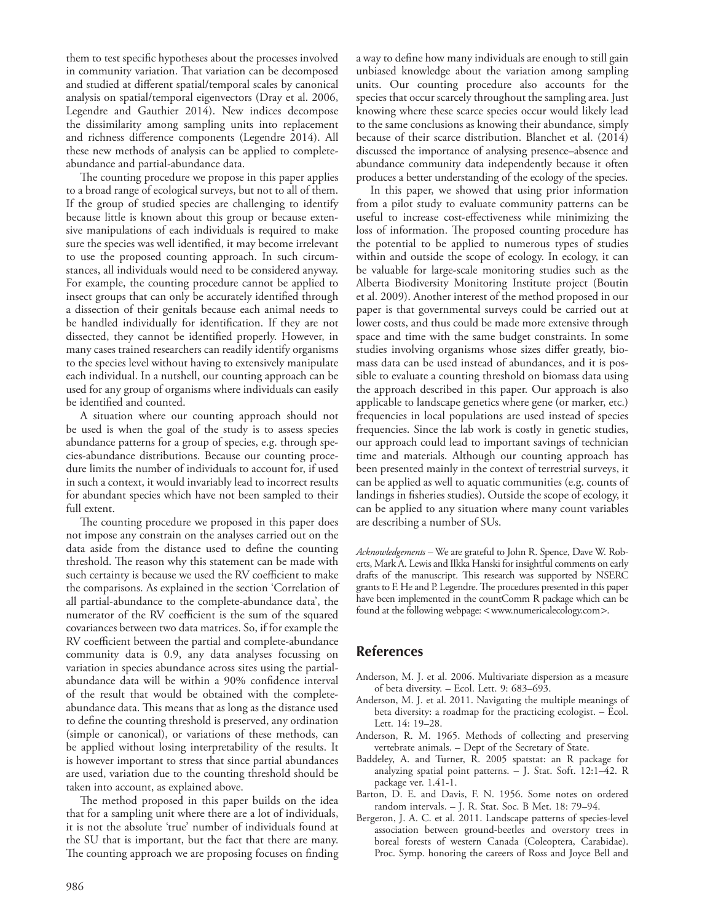them to test specific hypotheses about the processes involved in community variation. That variation can be decomposed and studied at different spatial/temporal scales by canonical analysis on spatial/temporal eigenvectors (Dray et al. 2006, Legendre and Gauthier 2014). New indices decompose the dissimilarity among sampling units into replacement and richness difference components (Legendre 2014). All these new methods of analysis can be applied to complete-abundance and partial-abundance data.

The counting procedure we propose in this paper applies to a broad range of ecological surveys, but not to all of them. If the group of studied species are challenging to identify because little is known about this group or because extensive manipulations of each individuals is required to make sure the species was well identified, it may become irrelevant to use the proposed counting approach. In such circumstances, all individuals would need to be considered anyway. For example, the counting procedure cannot be applied to insect groups that can only be accurately identified through a dissection of their genitals because each animal needs to be handled individually for identification. If they are not dissected, they cannot be identified properly. However, in many cases trained researchers can readily identify organisms to the species level without having to extensively manipulate each individual. In a nutshell, our counting approach can be used for any group of organisms where individuals can easily be identified and counted.

A situation where our counting approach should not be used is when the goal of the study is to assess species abundance patterns for a group of species, e.g. through species-abundance distributions. Because our counting procedure limits the number of individuals to account for, if used in such a context, it would invariably lead to incorrect results for abundant species which have not been sampled to their full extent.

The counting procedure we proposed in this paper does not impose any constrain on the analyses carried out on the data aside from the distance used to define the counting threshold. The reason why this statement can be made with such certainty is because we used the RV coefficient to make the comparisons. As explained in the section 'Correlation of all partial-abundance to the complete-abundance data', the numerator of the RV coefficient is the sum of the squared covariances between two data matrices. So, if for example the RV coefficient between the partial and complete-abundance community data is 0.9, any data analyses focussing on variation in species abundance across sites using the partial-abundance data will be within a 90% confidence interval of the result that would be obtained with the complete-abundance data. This means that as long as the distance used to define the counting threshold is preserved, any ordination (simple or canonical), or variations of these methods, can be applied without losing interpretability of the results. It is however important to stress that since partial abundances are used, variation due to the counting threshold should be taken into account, as explained above.

The method proposed in this paper builds on the idea that for a sampling unit where there are a lot of individuals, it is not the absolute 'true' number of individuals found at the SU that is important, but the fact that there are many. The counting approach we are proposing focuses on finding a way to define how many individuals are enough to still gain unbiased knowledge about the variation among sampling units. Our counting procedure also accounts for the species that occur scarcely throughout the sampling area. Just knowing where these scarce species occur would likely lead to the same conclusions as knowing their abundance, simply because of their scarce distribution. Blanchet et al. (2014) discussed the importance of analysing presence–absence and abundance community data independently because it often produces a better understanding of the ecology of the species.

In this paper, we showed that using prior information from a pilot study to evaluate community patterns can be useful to increase cost-effectiveness while minimizing the loss of information. The proposed counting procedure has the potential to be applied to numerous types of studies within and outside the scope of ecology. In ecology, it can be valuable for large-scale monitoring studies such as the Alberta Biodiversity Monitoring Institute project (Boutin et al. 2009). Another interest of the method proposed in our paper is that governmental surveys could be carried out at lower costs, and thus could be made more extensive through space and time with the same budget constraints. In some studies involving organisms whose sizes differ greatly, biomass data can be used instead of abundances, and it is possible to evaluate a counting threshold on biomass data using the approach described in this paper. Our approach is also applicable to landscape genetics where gene (or marker, etc.) frequencies in local populations are used instead of species frequencies. Since the lab work is costly in genetic studies, our approach could lead to important savings of technician time and materials. Although our counting approach has been presented mainly in the context of terrestrial surveys, it can be applied as well to aquatic communities (e.g. counts of landings in fisheries studies). Outside the scope of ecology, it can be applied to any situation where many count variables are describing a number of SUs.

*Acknowledgements* – We are grateful to John R. Spence, Dave W. Roberts, Mark A. Lewis and Ilkka Hanski for insightful comments on early drafts of the manuscript. This research was supported by NSERC grants to F. He and P. Legendre. The procedures presented in this paper have been implemented in the countComm R package which can be found at the following webpage: <www.numericalecology.com>.

## References

Anderson, M. J. et al. 2006. Multivariate dispersion as a measure of beta diversity. – Ecol. Lett. 9: 683–693.

Anderson, M. J. et al. 2011. Navigating the multiple meanings of beta diversity: a roadmap for the practicing ecologist. – Ecol. Lett. 14: 19–28.

Anderson, R. M. 1965. Methods of collecting and preserving vertebrate animals. – Dept of the Secretary of State.

Baddeley, A. and Turner, R. 2005 spatstat: an R package for analyzing spatial point patterns. – J. Stat. Soft. 12:1–42. R package ver. 1.41-1.

Barton, D. E. and Davis, F. N. 1956. Some notes on ordered random intervals. – J. R. Stat. Soc. B Met. 18: 79–94.

Bergeron, J. A. C. et al. 2011. Landscape patterns of species-level association between ground-beetles and overstory trees in boreal forests of western Canada (Coleoptera, Carabidae). Proc. Symp. honoring the careers of Ross and Joyce Bell and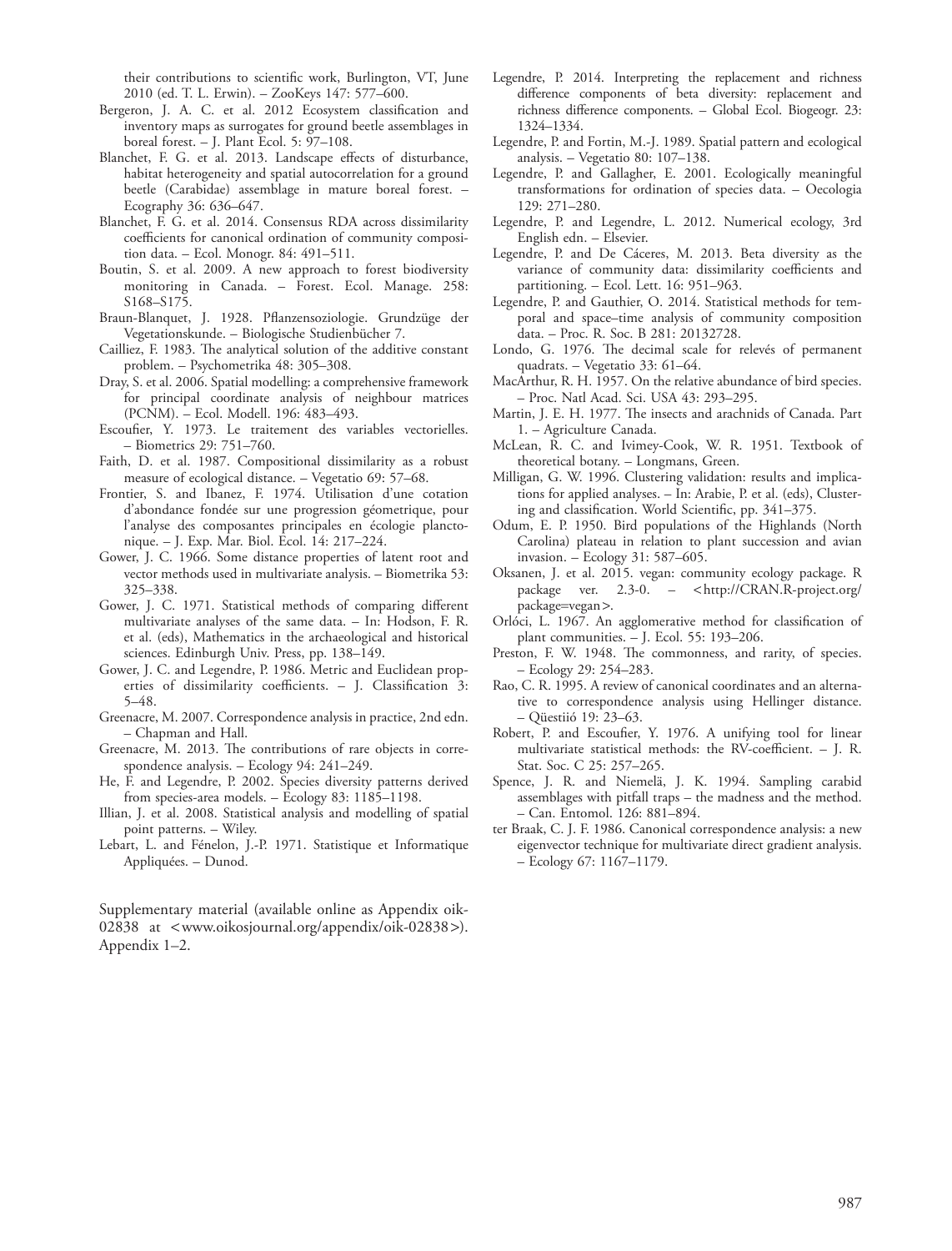their contributions to scientific work, Burlington, VT, June 2010 (ed. T. L. Erwin). – ZooKeys 147: 577–600.

Bergeron, J. A. C. et al. 2012 Ecosystem classification and inventory maps as surrogates for ground beetle assemblages in boreal forest. – J. Plant Ecol. 5: 97–108.

Blanchet, F. G. et al. 2013. Landscape effects of disturbance, habitat heterogeneity and spatial autocorrelation for a ground beetle (Carabidae) assemblage in mature boreal forest. – Ecography 36: 636–647.

Blanchet, F. G. et al. 2014. Consensus RDA across dissimilarity coefficients for canonical ordination of community composition data. – Ecol. Monogr. 84: 491–511.

Boutin, S. et al. 2009. A new approach to forest biodiversity monitoring in Canada. – Forest. Ecol. Manage. 258: S168–S175.

Braun-Blanquet, J. 1928. Pflanzensoziologie. Grundzüge der Vegetationskunde. – Biologische Studienbücher 7.

Cailliez, F. 1983. The analytical solution of the additive constant problem. – Psychometrika 48: 305–308.

Dray, S. et al. 2006. Spatial modelling: a comprehensive framework for principal coordinate analysis of neighbour matrices (PCNM). – Ecol. Modell. 196: 483–493.

Escoufier, Y. 1973. Le traitement des variables vectorielles. – Biometrics 29: 751–760.

Faith, D. et al. 1987. Compositional dissimilarity as a robust measure of ecological distance. – Vegetatio 69: 57–68.

Frontier, S. and Ibanez, F. 1974. Utilisation d'une cotation d'abondance fondée sur une progression géometrique, pour l'analyse des composantes principales en écologie planctonique. – J. Exp. Mar. Biol. Ecol. 14: 217–224.

Gower, J. C. 1966. Some distance properties of latent root and vector methods used in multivariate analysis. – Biometrika 53: 325–338.

Gower, J. C. 1971. Statistical methods of comparing different multivariate analyses of the same data. – In: Hodson, F. R. et al. (eds), Mathematics in the archaeological and historical sciences. Edinburgh Univ. Press, pp. 138–149.

Gower, J. C. and Legendre, P. 1986. Metric and Euclidean properties of dissimilarity coefficients. – J. Classification 3: 5–48.

Greenacre, M. 2007. Correspondence analysis in practice, 2nd edn. – Chapman and Hall.

Greenacre, M. 2013. The contributions of rare objects in correspondence analysis. – Ecology 94: 241–249.

He, F. and Legendre, P. 2002. Species diversity patterns derived from species-area models. – Ecology 83: 1185–1198.

Illian, J. et al. 2008. Statistical analysis and modelling of spatial point patterns. – Wiley.

Lebart, L. and Fénelon, J.-P. 1971. Statistique et Informatique Appliquées. – Dunod.

Legendre, P. 2014. Interpreting the replacement and richness difference components of beta diversity: replacement and richness difference components. – Global Ecol. Biogeogr. 23: 1324–1334.

Legendre, P. and Fortin, M.-J. 1989. Spatial pattern and ecological analysis. – Vegetatio 80: 107–138.

Legendre, P. and Gallagher, E. 2001. Ecologically meaningful transformations for ordination of species data. – Oecologia 129: 271–280.

Legendre, P. and Legendre, L. 2012. Numerical ecology, 3rd English edn. – Elsevier.

Legendre, P. and De Cáceres, M. 2013. Beta diversity as the variance of community data: dissimilarity coefficients and partitioning. – Ecol. Lett. 16: 951–963.

Legendre, P. and Gauthier, O. 2014. Statistical methods for temporal and space–time analysis of community composition data. – Proc. R. Soc. B 281: 20132728.

Londo, G. 1976. The decimal scale for relevés of permanent quadrats. – Vegetatio 33: 61–64.

MacArthur, R. H. 1957. On the relative abundance of bird species. – Proc. Natl Acad. Sci. USA 43: 293–295.

Martin, J. E. H. 1977. The insects and arachnids of Canada. Part 1. – Agriculture Canada.

McLean, R. C. and Ivimey-Cook, W. R. 1951. Textbook of theoretical botany. – Longmans, Green.

Milligan, G. W. 1996. Clustering validation: results and implications for applied analyses. – In: Arabie, P. et al. (eds), Clustering and classification. World Scientific, pp. 341–375.

Odum, E. P. 1950. Bird populations of the Highlands (North Carolina) plateau in relation to plant succession and avian invasion. – Ecology 31: 587–605.

Oksanen, J. et al. 2015. vegan: community ecology package. R package ver. 2.3-0. – <http://CRAN.R-project.org/package=vegan>.

Orlóci, L. 1967. An agglomerative method for classification of plant communities. – J. Ecol. 55: 193–206.

Preston, F. W. 1948. The commonness, and rarity, of species. – Ecology 29: 254–283.

Rao, C. R. 1995. A review of canonical coordinates and an alternative to correspondence analysis using Hellinger distance. – Qüestiió 19: 23–63.

Robert, P. and Escoufier, Y. 1976. A unifying tool for linear multivariate statistical methods: the RV-coefficient. – J. R. Stat. Soc. C 25: 257–265.

Spence, J. R. and Niemelä, J. K. 1994. Sampling carabid assemblages with pitfall traps – the madness and the method. – Can. Entomol. 126: 881–894.

ter Braak, C. J. F. 1986. Canonical correspondence analysis: a new eigenvector technique for multivariate direct gradient analysis. – Ecology 67: 1167–1179.

Supplementary material (available online as Appendix oik-02838 at <www.oikosjournal.org/appendix/oik-02838>). Appendix 1–2.